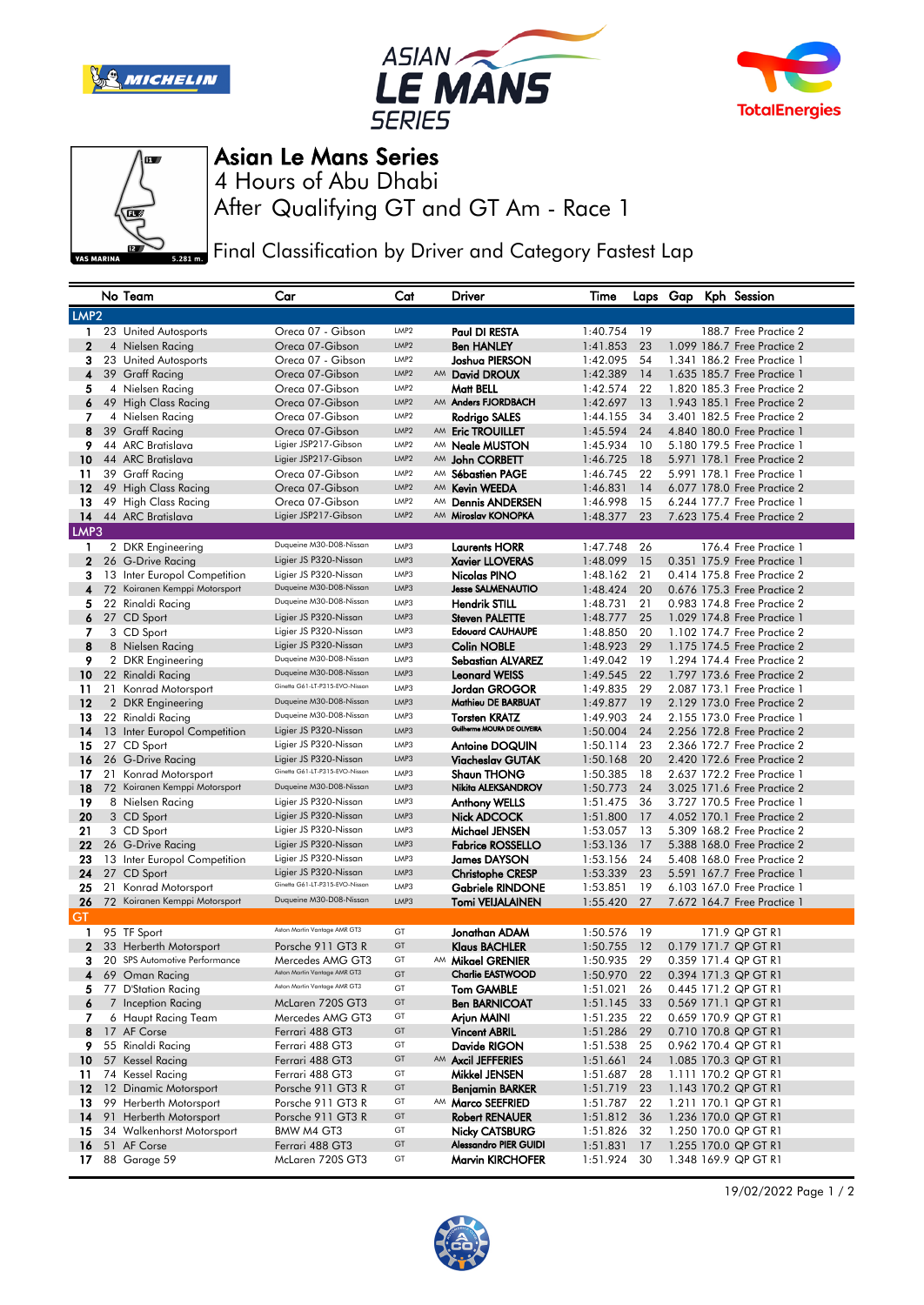# Asian Le Mans Series

## 4 Hours of Abu Dhabi

## After Qualifying GT and GT Am - Race 1

### Final Classification by Driver and Category Fastest Lap

| | No | Team | Car | Cat | | Driver | Time | Laps | Gap | Kph | Session |
|---|---|---|---|---|---|---|---|---|---|---|---|
| **LMP2** | | | | | | | | | | | |
| 1 | 23 | United Autosports | Oreca 07 - Gibson | LMP2 | | Paul DI RESTA | 1:40.754 | 19 | | 188.7 | Free Practice 2 |
| 2 | 4 | Nielsen Racing | Oreca 07-Gibson | LMP2 | | Ben HANLEY | 1:41.853 | 23 | 1.099 | 186.7 | Free Practice 2 |
| 3 | 23 | United Autosports | Oreca 07 - Gibson | LMP2 | | Joshua PIERSON | 1:42.095 | 54 | 1.341 | 186.2 | Free Practice 1 |
| 4 | 39 | Graff Racing | Oreca 07-Gibson | LMP2 | AM | David DROUX | 1:42.389 | 14 | 1.635 | 185.7 | Free Practice 1 |
| 5 | 4 | Nielsen Racing | Oreca 07-Gibson | LMP2 | | Matt BELL | 1:42.574 | 22 | 1.820 | 185.3 | Free Practice 2 |
| 6 | 49 | High Class Racing | Oreca 07-Gibson | LMP2 | AM | Anders FJORDBACH | 1:42.697 | 13 | 1.943 | 185.1 | Free Practice 2 |
| 7 | 4 | Nielsen Racing | Oreca 07-Gibson | LMP2 | | Rodrigo SALES | 1:44.155 | 34 | 3.401 | 182.5 | Free Practice 2 |
| 8 | 39 | Graff Racing | Oreca 07-Gibson | LMP2 | AM | Eric TROUILLET | 1:45.594 | 24 | 4.840 | 180.0 | Free Practice 1 |
| 9 | 44 | ARC Bratislava | Ligier JSP217-Gibson | LMP2 | AM | Neale MUSTON | 1:45.934 | 10 | 5.180 | 179.5 | Free Practice 1 |
| 10 | 44 | ARC Bratislava | Ligier JSP217-Gibson | LMP2 | AM | John CORBETT | 1:46.725 | 18 | 5.971 | 178.1 | Free Practice 2 |
| 11 | 39 | Graff Racing | Oreca 07-Gibson | LMP2 | AM | Sébastien PAGE | 1:46.745 | 22 | 5.991 | 178.1 | Free Practice 1 |
| 12 | 49 | High Class Racing | Oreca 07-Gibson | LMP2 | AM | Kevin WEEDA | 1:46.831 | 14 | 6.077 | 178.0 | Free Practice 2 |
| 13 | 49 | High Class Racing | Oreca 07-Gibson | LMP2 | AM | Dennis ANDERSEN | 1:46.998 | 15 | 6.244 | 177.7 | Free Practice 1 |
| 14 | 44 | ARC Bratislava | Ligier JSP217-Gibson | LMP2 | AM | Miroslav KONOPKA | 1:48.377 | 23 | 7.623 | 175.4 | Free Practice 2 |
| **LMP3** | | | | | | | | | | | |
| 1 | 2 | DKR Engineering | Duqueine M30-D08-Nissan | LMP3 | | Laurents HORR | 1:47.748 | 26 | | 176.4 | Free Practice 1 |
| 2 | 26 | G-Drive Racing | Ligier JS P320-Nissan | LMP3 | | Xavier LLOVERAS | 1:48.099 | 15 | 0.351 | 175.9 | Free Practice 2 |
| 3 | 13 | Inter Europol Competition | Ligier JS P320-Nissan | LMP3 | | Nicolas PINO | 1:48.162 | 21 | 0.414 | 175.8 | Free Practice 2 |
| 4 | 72 | Koiranen Kemppi Motorsport | Duqueine M30-D08-Nissan | LMP3 | | Jesse SALMENAUTIO | 1:48.424 | 20 | 0.676 | 175.3 | Free Practice 2 |
| 5 | 22 | Rinaldi Racing | Duqueine M30-D08-Nissan | LMP3 | | Hendrik STILL | 1:48.731 | 21 | 0.983 | 174.8 | Free Practice 2 |
| 6 | 27 | CD Sport | Ligier JS P320-Nissan | LMP3 | | Steven PALETTE | 1:48.777 | 25 | 1.029 | 174.8 | Free Practice 1 |
| 7 | 3 | CD Sport | Ligier JS P320-Nissan | LMP3 | | Edouard CAUHAUPE | 1:48.850 | 20 | 1.102 | 174.7 | Free Practice 2 |
| 8 | 8 | Nielsen Racing | Ligier JS P320-Nissan | LMP3 | | Colin NOBLE | 1:48.923 | 29 | 1.175 | 174.5 | Free Practice 2 |
| 9 | 2 | DKR Engineering | Duqueine M30-D08-Nissan | LMP3 | | Sebastian ALVAREZ | 1:49.042 | 19 | 1.294 | 174.4 | Free Practice 2 |
| 10 | 22 | Rinaldi Racing | Duqueine M30-D08-Nissan | LMP3 | | Leonard WEISS | 1:49.545 | 22 | 1.797 | 173.6 | Free Practice 2 |
| 11 | 21 | Konrad Motorsport | Ginetta G61-LT-P315-EVO-Nissan | LMP3 | | Jordan GROGOR | 1:49.835 | 29 | 2.087 | 173.1 | Free Practice 1 |
| 12 | 2 | DKR Engineering | Duqueine M30-D08-Nissan | LMP3 | | Mathieu DE BARBUAT | 1:49.877 | 19 | 2.129 | 173.0 | Free Practice 2 |
| 13 | 22 | Rinaldi Racing | Duqueine M30-D08-Nissan | LMP3 | | Torsten KRATZ | 1:49.903 | 24 | 2.155 | 173.0 | Free Practice 1 |
| 14 | 13 | Inter Europol Competition | Ligier JS P320-Nissan | LMP3 | | Guilherme MOURA DE OLIVEIRA | 1:50.004 | 24 | 2.256 | 172.8 | Free Practice 2 |
| 15 | 27 | CD Sport | Ligier JS P320-Nissan | LMP3 | | Antoine DOQUIN | 1:50.114 | 23 | 2.366 | 172.7 | Free Practice 2 |
| 16 | 26 | G-Drive Racing | Ligier JS P320-Nissan | LMP3 | | Viacheslav GUTAK | 1:50.168 | 20 | 2.420 | 172.6 | Free Practice 2 |
| 17 | 21 | Konrad Motorsport | Ginetta G61-LT-P315-EVO-Nissan | LMP3 | | Shaun THONG | 1:50.385 | 18 | 2.637 | 172.2 | Free Practice 1 |
| 18 | 72 | Koiranen Kemppi Motorsport | Duqueine M30-D08-Nissan | LMP3 | | Nikita ALEKSANDROV | 1:50.773 | 24 | 3.025 | 171.6 | Free Practice 2 |
| 19 | 8 | Nielsen Racing | Ligier JS P320-Nissan | LMP3 | | Anthony WELLS | 1:51.475 | 36 | 3.727 | 170.5 | Free Practice 1 |
| 20 | 3 | CD Sport | Ligier JS P320-Nissan | LMP3 | | Nick ADCOCK | 1:51.800 | 17 | 4.052 | 170.1 | Free Practice 2 |
| 21 | 3 | CD Sport | Ligier JS P320-Nissan | LMP3 | | Michael JENSEN | 1:53.057 | 13 | 5.309 | 168.2 | Free Practice 2 |
| 22 | 26 | G-Drive Racing | Ligier JS P320-Nissan | LMP3 | | Fabrice ROSSELLO | 1:53.136 | 17 | 5.388 | 168.0 | Free Practice 2 |
| 23 | 13 | Inter Europol Competition | Ligier JS P320-Nissan | LMP3 | | James DAYSON | 1:53.156 | 24 | 5.408 | 168.0 | Free Practice 2 |
| 24 | 27 | CD Sport | Ligier JS P320-Nissan | LMP3 | | Christophe CRESP | 1:53.339 | 23 | 5.591 | 167.7 | Free Practice 2 |
| 25 | 21 | Konrad Motorsport | Ginetta G61-LT-P315-EVO-Nissan | LMP3 | | Gabriele RINDONE | 1:53.851 | 19 | 6.103 | 167.0 | Free Practice 1 |
| 26 | 72 | Koiranen Kemppi Motorsport | Duqueine M30-D08-Nissan | LMP3 | | Tomi VEIJALAINEN | 1:55.420 | 27 | 7.672 | 164.7 | Free Practice 1 |
| **GT** | | | | | | | | | | | |
| 1 | 95 | TF Sport | Aston Martin Vantage AMR GT3 | GT | | Jonathan ADAM | 1:50.576 | 19 | | 171.9 | QP GT R1 |
| 2 | 33 | Herberth Motorsport | Porsche 911 GT3 R | GT | | Klaus BACHLER | 1:50.755 | 12 | 0.179 | 171.7 | QP GT R1 |
| 3 | 20 | SPS Automotive Performance | Mercedes AMG GT3 | GT | AM | Mikael GRENIER | 1:50.935 | 29 | 0.359 | 171.4 | QP GT R1 |
| 4 | 69 | Oman Racing | Aston Martin Vantage AMR GT3 | GT | | Charlie EASTWOOD | 1:50.970 | 22 | 0.394 | 171.3 | QP GT R1 |
| 5 | 77 | D'Station Racing | Aston Martin Vantage AMR GT3 | GT | | Tom GAMBLE | 1:51.021 | 26 | 0.445 | 171.2 | QP GT R1 |
| 6 | 7 | Inception Racing | McLaren 720S GT3 | GT | | Ben BARNICOAT | 1:51.145 | 33 | 0.569 | 171.1 | QP GT R1 |
| 7 | 6 | Haupt Racing Team | Mercedes AMG GT3 | GT | | Arjun MAINI | 1:51.235 | 22 | 0.659 | 170.9 | QP GT R1 |
| 8 | 17 | AF Corse | Ferrari 488 GT3 | GT | | Vincent ABRIL | 1:51.286 | 29 | 0.710 | 170.8 | QP GT R1 |
| 9 | 55 | Rinaldi Racing | Ferrari 488 GT3 | GT | | Davide RIGON | 1:51.538 | 25 | 0.962 | 170.4 | QP GT R1 |
| 10 | 57 | Kessel Racing | Ferrari 488 GT3 | GT | AM | Axcil JEFFERIES | 1:51.661 | 24 | 1.085 | 170.3 | QP GT R1 |
| 11 | 74 | Kessel Racing | Ferrari 488 GT3 | GT | | Mikkel JENSEN | 1:51.687 | 28 | 1.111 | 170.2 | QP GT R1 |
| 12 | 12 | Dinamic Motorsport | Porsche 911 GT3 R | GT | | Benjamin BARKER | 1:51.719 | 23 | 1.143 | 170.2 | QP GT R1 |
| 13 | 99 | Herberth Motorsport | Porsche 911 GT3 R | GT | AM | Marco SEEFRIED | 1:51.787 | 22 | 1.211 | 170.1 | QP GT R1 |
| 14 | 91 | Herberth Motorsport | Porsche 911 GT3 R | GT | | Robert RENAUER | 1:51.812 | 36 | 1.236 | 170.0 | QP GT R1 |
| 15 | 34 | Walkenhorst Motorsport | BMW M4 GT3 | GT | | Nicky CATSBURG | 1:51.826 | 32 | 1.250 | 170.0 | QP GT R1 |
| 16 | 51 | AF Corse | Ferrari 488 GT3 | GT | | Alessandro PIER GUIDI | 1:51.831 | 17 | 1.255 | 170.0 | QP GT R1 |
| 17 | 88 | Garage 59 | McLaren 720S GT3 | GT | | Marvin KIRCHOFER | 1:51.924 | 30 | 1.348 | 169.9 | QP GT R1 |

19/02/2022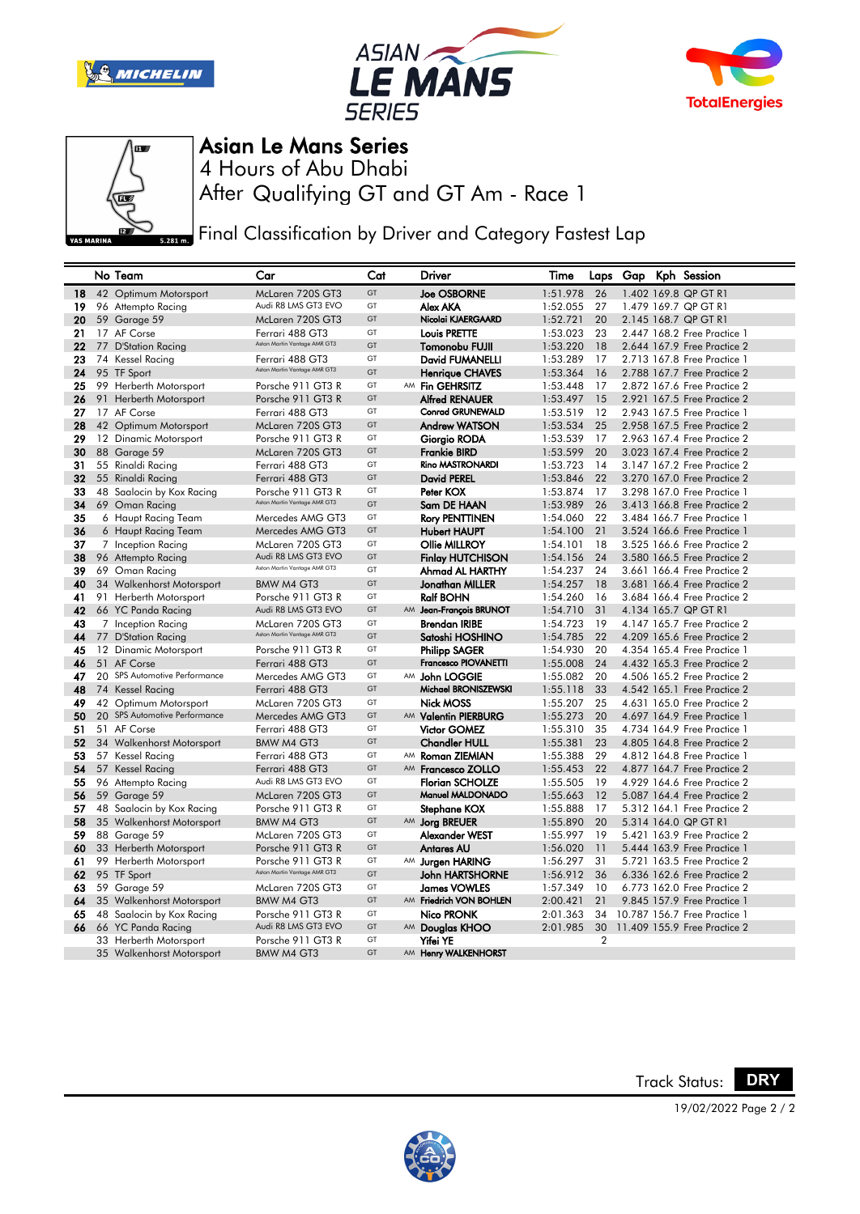# Asian Le Mans Series

## 4 Hours of Abu Dhabi

## After Qualifying GT and GT Am - Race 1

### Final Classification by Driver and Category Fastest Lap

| | No | Team | Car | Cat | | Driver | Time | Laps | Gap | Kph | Session |
|---|---|---|---|---|---|---|---|---|---|---|---|
| 18 | 42 | Optimum Motorsport | McLaren 720S GT3 | GT | | Joe OSBORNE | 1:51.978 | 26 | 1.402 | 169.8 | QP GT R1 |
| 19 | 96 | Attempto Racing | Audi R8 LMS GT3 EVO | GT | | Alex AKA | 1:52.055 | 27 | 1.479 | 169.7 | QP GT R1 |
| 20 | 59 | Garage 59 | McLaren 720S GT3 | GT | | Nicolai KJAERGAARD | 1:52.721 | 20 | 2.145 | 168.7 | QP GT R1 |
| 21 | 17 | AF Corse | Ferrari 488 GT3 | GT | | Louis PRETTE | 1:53.023 | 23 | 2.447 | 168.2 | Free Practice 1 |
| 22 | 77 | D'Station Racing | Aston Martin Vantage AMR GT3 | GT | | Tomonobu FUJII | 1:53.220 | 18 | 2.644 | 167.9 | Free Practice 2 |
| 23 | 74 | Kessel Racing | Ferrari 488 GT3 | GT | | David FUMANELLI | 1:53.289 | 17 | 2.713 | 167.8 | Free Practice 1 |
| 24 | 95 | TF Sport | Aston Martin Vantage AMR GT3 | GT | | Henrique CHAVES | 1:53.364 | 16 | 2.788 | 167.7 | Free Practice 2 |
| 25 | 99 | Herberth Motorsport | Porsche 911 GT3 R | GT | AM | Fin GEHRSITZ | 1:53.448 | 17 | 2.872 | 167.6 | Free Practice 2 |
| 26 | 91 | Herberth Motorsport | Porsche 911 GT3 R | GT | | Alfred RENAUER | 1:53.497 | 15 | 2.921 | 167.5 | Free Practice 2 |
| 27 | 17 | AF Corse | Ferrari 488 GT3 | GT | | Conrad GRUNEWALD | 1:53.519 | 12 | 2.943 | 167.5 | Free Practice 1 |
| 28 | 42 | Optimum Motorsport | McLaren 720S GT3 | GT | | Andrew WATSON | 1:53.534 | 25 | 2.958 | 167.5 | Free Practice 2 |
| 29 | 12 | Dinamic Motorsport | Porsche 911 GT3 R | GT | | Giorgio RODA | 1:53.539 | 17 | 2.963 | 167.4 | Free Practice 2 |
| 30 | 88 | Garage 59 | McLaren 720S GT3 | GT | | Frankie BIRD | 1:53.599 | 20 | 3.023 | 167.4 | Free Practice 2 |
| 31 | 55 | Rinaldi Racing | Ferrari 488 GT3 | GT | | Rino MASTRONARDI | 1:53.723 | 14 | 3.147 | 167.2 | Free Practice 2 |
| 32 | 55 | Rinaldi Racing | Ferrari 488 GT3 | GT | | David PEREL | 1:53.846 | 22 | 3.270 | 167.0 | Free Practice 2 |
| 33 | 48 | Saalocin by Kox Racing | Porsche 911 GT3 R | GT | | Peter KOX | 1:53.874 | 17 | 3.298 | 167.0 | Free Practice 1 |
| 34 | 69 | Oman Racing | Aston Martin Vantage AMR GT3 | GT | | Sam DE HAAN | 1:53.989 | 26 | 3.413 | 166.8 | Free Practice 2 |
| 35 | 6 | Haupt Racing Team | Mercedes AMG GT3 | GT | | Rory PENTTINEN | 1:54.060 | 22 | 3.484 | 166.7 | Free Practice 1 |
| 36 | 6 | Haupt Racing Team | Mercedes AMG GT3 | GT | | Hubert HAUPT | 1:54.100 | 21 | 3.524 | 166.6 | Free Practice 1 |
| 37 | 7 | Inception Racing | McLaren 720S GT3 | GT | | Ollie MILLROY | 1:54.101 | 18 | 3.525 | 166.6 | Free Practice 2 |
| 38 | 96 | Attempto Racing | Audi R8 LMS GT3 EVO | GT | | Finlay HUTCHISON | 1:54.156 | 24 | 3.580 | 166.5 | Free Practice 2 |
| 39 | 69 | Oman Racing | Aston Martin Vantage AMR GT3 | GT | | Ahmad AL HARTHY | 1:54.237 | 24 | 3.661 | 166.4 | Free Practice 2 |
| 40 | 34 | Walkenhorst Motorsport | BMW M4 GT3 | GT | | Jonathan MILLER | 1:54.257 | 18 | 3.681 | 166.4 | Free Practice 2 |
| 41 | 91 | Herberth Motorsport | Porsche 911 GT3 R | GT | | Ralf BOHN | 1:54.260 | 16 | 3.684 | 166.4 | Free Practice 2 |
| 42 | 66 | YC Panda Racing | Audi R8 LMS GT3 EVO | GT | AM | Jean-François BRUNOT | 1:54.710 | 31 | 4.134 | 165.7 | QP GT R1 |
| 43 | 7 | Inception Racing | McLaren 720S GT3 | GT | | Brendan IRIBE | 1:54.723 | 19 | 4.147 | 165.7 | Free Practice 2 |
| 44 | 77 | D'Station Racing | Aston Martin Vantage AMR GT3 | GT | | Satoshi HOSHINO | 1:54.785 | 22 | 4.209 | 165.6 | Free Practice 2 |
| 45 | 12 | Dinamic Motorsport | Porsche 911 GT3 R | GT | | Philipp SAGER | 1:54.930 | 20 | 4.354 | 165.4 | Free Practice 1 |
| 46 | 51 | AF Corse | Ferrari 488 GT3 | GT | | Francesco PIOVANETTI | 1:55.008 | 24 | 4.432 | 165.3 | Free Practice 2 |
| 47 | 20 | SPS Automotive Performance | Mercedes AMG GT3 | GT | AM | John LOGGIE | 1:55.082 | 20 | 4.506 | 165.2 | Free Practice 2 |
| 48 | 74 | Kessel Racing | Ferrari 488 GT3 | GT | | Michael BRONISZEWSKI | 1:55.118 | 33 | 4.542 | 165.1 | Free Practice 2 |
| 49 | 42 | Optimum Motorsport | McLaren 720S GT3 | GT | | Nick MOSS | 1:55.207 | 25 | 4.631 | 165.0 | Free Practice 2 |
| 50 | 20 | SPS Automotive Performance | Mercedes AMG GT3 | GT | AM | Valentin PIERBURG | 1:55.273 | 20 | 4.697 | 164.9 | Free Practice 1 |
| 51 | 51 | AF Corse | Ferrari 488 GT3 | GT | | Victor GOMEZ | 1:55.310 | 35 | 4.734 | 164.9 | Free Practice 2 |
| 52 | 34 | Walkenhorst Motorsport | BMW M4 GT3 | GT | | Chandler HULL | 1:55.381 | 23 | 4.805 | 164.8 | Free Practice 2 |
| 53 | 57 | Kessel Racing | Ferrari 488 GT3 | GT | AM | Roman ZIEMIAN | 1:55.388 | 29 | 4.812 | 164.8 | Free Practice 2 |
| 54 | 57 | Kessel Racing | Ferrari 488 GT3 | GT | AM | Francesco ZOLLO | 1:55.453 | 22 | 4.877 | 164.7 | Free Practice 2 |
| 55 | 96 | Attempto Racing | Audi R8 LMS GT3 EVO | GT | | Florian SCHOLZE | 1:55.505 | 19 | 4.929 | 164.6 | Free Practice 2 |
| 56 | 59 | Garage 59 | McLaren 720S GT3 | GT | | Manuel MALDONADO | 1:55.663 | 12 | 5.087 | 164.4 | Free Practice 2 |
| 57 | 48 | Saalocin by Kox Racing | Porsche 911 GT3 R | GT | | Stephane KOX | 1:55.888 | 17 | 5.312 | 164.1 | Free Practice 2 |
| 58 | 35 | Walkenhorst Motorsport | BMW M4 GT3 | GT | AM | Jorg BREUER | 1:55.890 | 20 | 5.314 | 164.0 | QP GT R1 |
| 59 | 88 | Garage 59 | McLaren 720S GT3 | GT | | Alexander WEST | 1:55.997 | 19 | 5.421 | 163.9 | Free Practice 2 |
| 60 | 33 | Herberth Motorsport | Porsche 911 GT3 R | GT | | Antares AU | 1:56.020 | 11 | 5.444 | 163.9 | Free Practice 1 |
| 61 | 99 | Herberth Motorsport | Porsche 911 GT3 R | GT | AM | Jurgen HARING | 1:56.297 | 31 | 5.721 | 163.5 | Free Practice 2 |
| 62 | 95 | TF Sport | Aston Martin Vantage AMR GT3 | GT | | John HARTSHORNE | 1:56.912 | 36 | 6.336 | 162.6 | Free Practice 2 |
| 63 | 59 | Garage 59 | McLaren 720S GT3 | GT | | James VOWLES | 1:57.349 | 10 | 6.773 | 162.0 | Free Practice 2 |
| 64 | 35 | Walkenhorst Motorsport | BMW M4 GT3 | GT | AM | Friedrich VON BOHLEN | 2:00.421 | 21 | 9.845 | 157.9 | Free Practice 1 |
| 65 | 48 | Saalocin by Kox Racing | Porsche 911 GT3 R | GT | | Nico PRONK | 2:01.363 | 34 | 10.787 | 156.7 | Free Practice 1 |
| 66 | 66 | YC Panda Racing | Audi R8 LMS GT3 EVO | GT | AM | Douglas KHOO | 2:01.985 | 30 | 11.409 | 155.9 | Free Practice 2 |
| | 33 | Herberth Motorsport | Porsche 911 GT3 R | GT | | Yifei YE | | 2 | | | |
| | 35 | Walkenhorst Motorsport | BMW M4 GT3 | GT | AM | Henry WALKENHORST | | | | | |

Track Status: **DRY**

19/02/2022